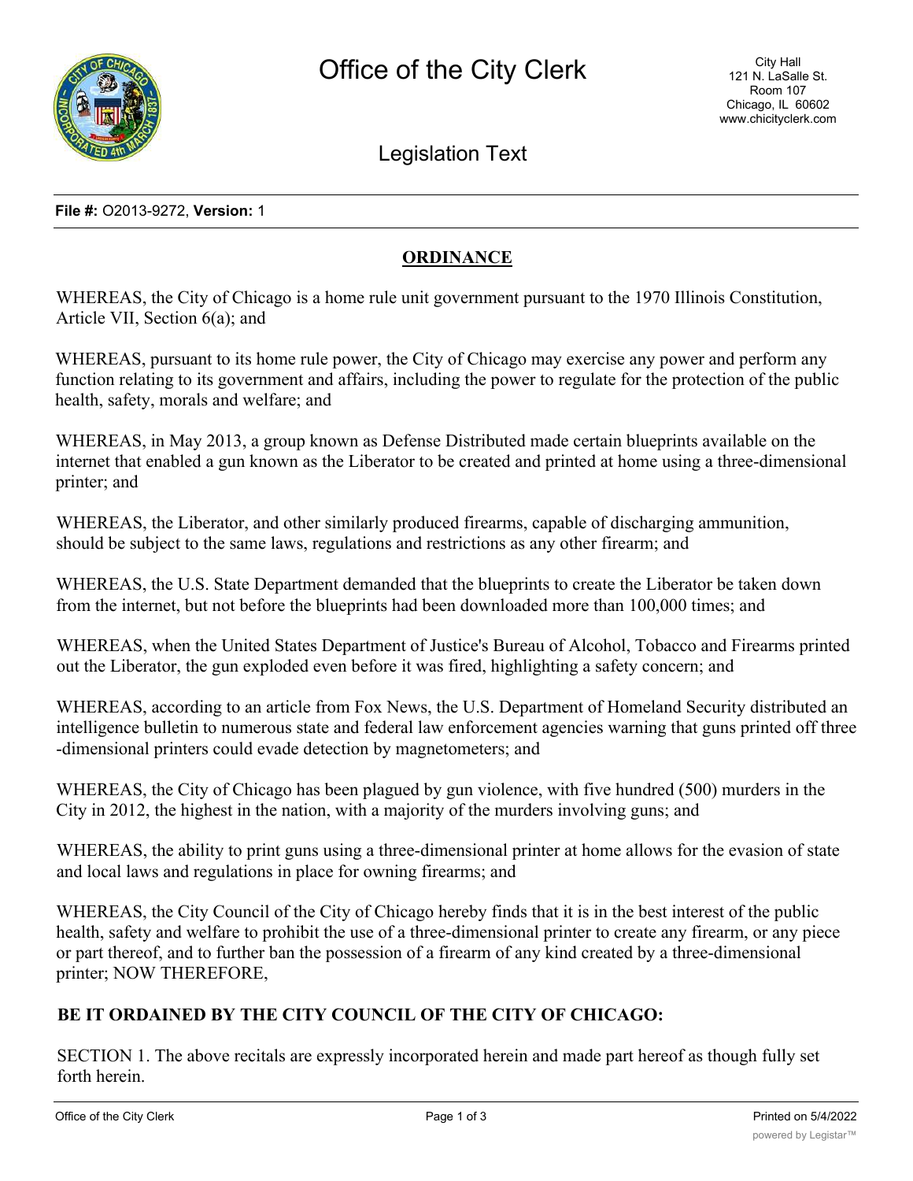# Office of the City Clerk

City Hall
121 N. LaSalle St.
Room 107
Chicago, IL 60602
www.chicityclerk.com

## Legislation Text

**File #:** O2013-9272, **Version:** 1

## ORDINANCE

WHEREAS, the City of Chicago is a home rule unit government pursuant to the 1970 Illinois Constitution, Article VII, Section 6(a); and

WHEREAS, pursuant to its home rule power, the City of Chicago may exercise any power and perform any function relating to its government and affairs, including the power to regulate for the protection of the public health, safety, morals and welfare; and

WHEREAS, in May 2013, a group known as Defense Distributed made certain blueprints available on the internet that enabled a gun known as the Liberator to be created and printed at home using a three-dimensional printer; and

WHEREAS, the Liberator, and other similarly produced firearms, capable of discharging ammunition, should be subject to the same laws, regulations and restrictions as any other firearm; and

WHEREAS, the U.S. State Department demanded that the blueprints to create the Liberator be taken down from the internet, but not before the blueprints had been downloaded more than 100,000 times; and

WHEREAS, when the United States Department of Justice's Bureau of Alcohol, Tobacco and Firearms printed out the Liberator, the gun exploded even before it was fired, highlighting a safety concern; and

WHEREAS, according to an article from Fox News, the U.S. Department of Homeland Security distributed an intelligence bulletin to numerous state and federal law enforcement agencies warning that guns printed off three-dimensional printers could evade detection by magnetometers; and

WHEREAS, the City of Chicago has been plagued by gun violence, with five hundred (500) murders in the City in 2012, the highest in the nation, with a majority of the murders involving guns; and

WHEREAS, the ability to print guns using a three-dimensional printer at home allows for the evasion of state and local laws and regulations in place for owning firearms; and

WHEREAS, the City Council of the City of Chicago hereby finds that it is in the best interest of the public health, safety and welfare to prohibit the use of a three-dimensional printer to create any firearm, or any piece or part thereof, and to further ban the possession of a firearm of any kind created by a three-dimensional printer; NOW THEREFORE,

**BE IT ORDAINED BY THE CITY COUNCIL OF THE CITY OF CHICAGO:**

SECTION 1. The above recitals are expressly incorporated herein and made part hereof as though fully set forth herein.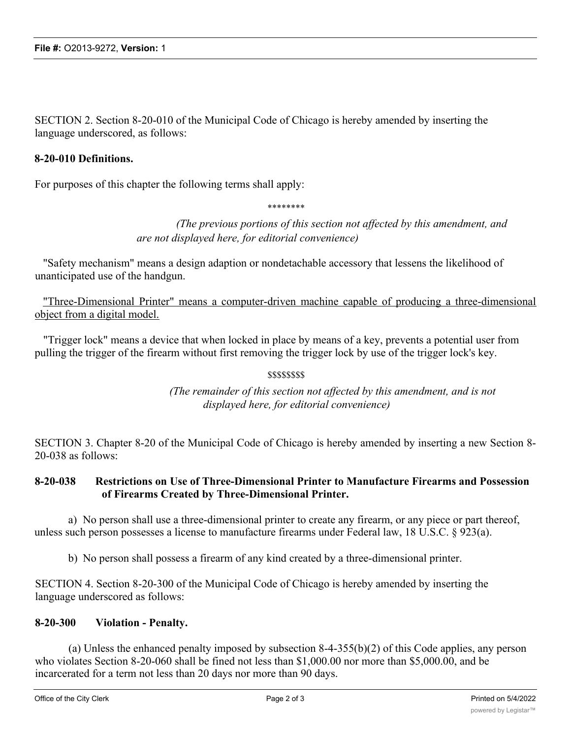SECTION 2. Section 8-20-010 of the Municipal Code of Chicago is hereby amended by inserting the language underscored, as follows:

**8-20-010 Definitions.**

For purposes of this chapter the following terms shall apply:

\*\*\*\*\*\*\*\*

*(The previous portions of this section not affected by this amendment, and are not displayed here, for editorial convenience)*

"Safety mechanism" means a design adaption or nondetachable accessory that lessens the likelihood of unanticipated use of the handgun.

<u>"Three-Dimensional Printer" means a computer-driven machine capable of producing a three-dimensional object from a digital model.</u>

"Trigger lock" means a device that when locked in place by means of a key, prevents a potential user from pulling the trigger of the firearm without first removing the trigger lock by use of the trigger lock's key.

$$$$$$$$

*(The remainder of this section not affected by this amendment, and is not displayed here, for editorial convenience)*

SECTION 3. Chapter 8-20 of the Municipal Code of Chicago is hereby amended by inserting a new Section 8-20-038 as follows:

**8-20-038 Restrictions on Use of Three-Dimensional Printer to Manufacture Firearms and Possession of Firearms Created by Three-Dimensional Printer.**

a) No person shall use a three-dimensional printer to create any firearm, or any piece or part thereof, unless such person possesses a license to manufacture firearms under Federal law, 18 U.S.C. § 923(a).

b) No person shall possess a firearm of any kind created by a three-dimensional printer.

SECTION 4. Section 8-20-300 of the Municipal Code of Chicago is hereby amended by inserting the language underscored as follows:

**8-20-300 Violation - Penalty.**

(a) Unless the enhanced penalty imposed by subsection 8-4-355(b)(2) of this Code applies, any person who violates Section 8-20-060 shall be fined not less than $1,000.00 nor more than $5,000.00, and be incarcerated for a term not less than 20 days nor more than 90 days.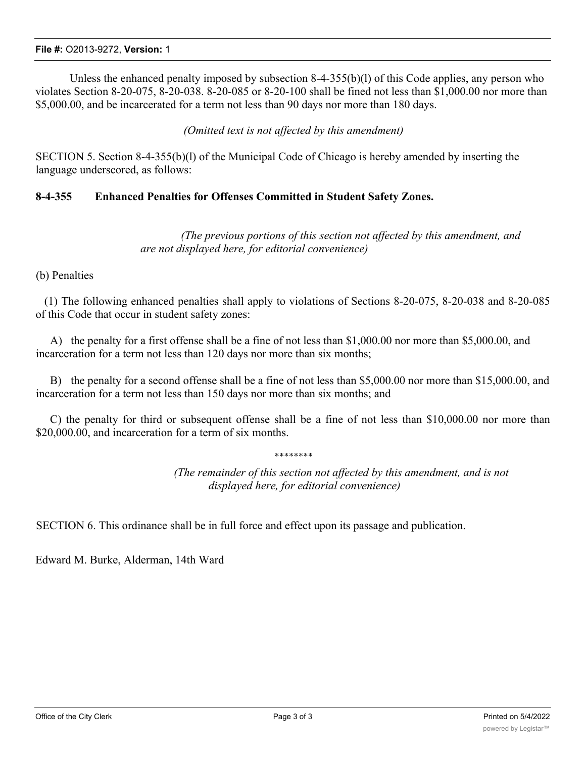Unless the enhanced penalty imposed by subsection 8-4-355(b)(l) of this Code applies, any person who violates Section 8-20-075, 8-20-038. 8-20-085 or 8-20-100 shall be fined not less than $1,000.00 nor more than $5,000.00, and be incarcerated for a term not less than 90 days nor more than 180 days.

*(Omitted text is not affected by this amendment)*

SECTION 5. Section 8-4-355(b)(l) of the Municipal Code of Chicago is hereby amended by inserting the language underscored, as follows:

**8-4-355 Enhanced Penalties for Offenses Committed in Student Safety Zones.**

*(The previous portions of this section not affected by this amendment, and are not displayed here, for editorial convenience)*

(b) Penalties

(1) The following enhanced penalties shall apply to violations of Sections 8-20-075, 8-20-038 and 8-20-085 of this Code that occur in student safety zones:

A) the penalty for a first offense shall be a fine of not less than $1,000.00 nor more than $5,000.00, and incarceration for a term not less than 120 days nor more than six months;

B) the penalty for a second offense shall be a fine of not less than $5,000.00 nor more than $15,000.00, and incarceration for a term not less than 150 days nor more than six months; and

C) the penalty for third or subsequent offense shall be a fine of not less than $10,000.00 nor more than $20,000.00, and incarceration for a term of six months.

********

*(The remainder of this section not affected by this amendment, and is not displayed here, for editorial convenience)*

SECTION 6. This ordinance shall be in full force and effect upon its passage and publication.

Edward M. Burke, Alderman, 14th Ward